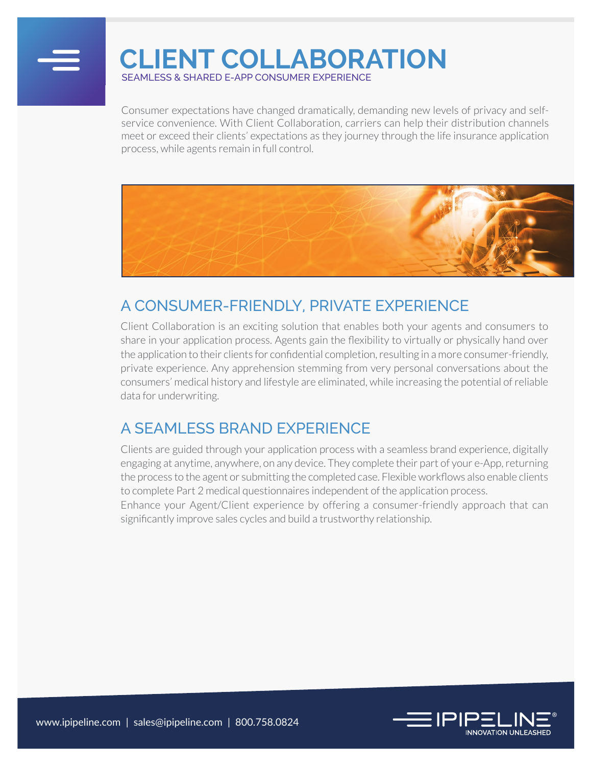# CLIENT COLLABORATION

SEAMLESS & SHARED E-APP CONSUMER EXPERIENCE

Consumer expectations have changed dramatically, demanding new levels of privacy and self-service convenience. With Client Collaboration, carriers can help their distribution channels meet or exceed their clients' expectations as they journey through the life insurance application process, while agents remain in full control.

## A CONSUMER-FRIENDLY, PRIVATE EXPERIENCE

Client Collaboration is an exciting solution that enables both your agents and consumers to share in your application process. Agents gain the flexibility to virtually or physically hand over the application to their clients for confidential completion, resulting in a more consumer-friendly, private experience. Any apprehension stemming from very personal conversations about the consumers' medical history and lifestyle are eliminated, while increasing the potential of reliable data for underwriting.

## A SEAMLESS BRAND EXPERIENCE

Clients are guided through your application process with a seamless brand experience, digitally engaging at anytime, anywhere, on any device. They complete their part of your e-App, returning the process to the agent or submitting the completed case. Flexible workflows also enable clients to complete Part 2 medical questionnaires independent of the application process.

Enhance your Agent/Client experience by offering a consumer-friendly approach that can significantly improve sales cycles and build a trustworthy relationship.

www.ipipeline.com | sales@ipipeline.com | 800.758.0824

IPIPELINE® INNOVATION UNLEASHED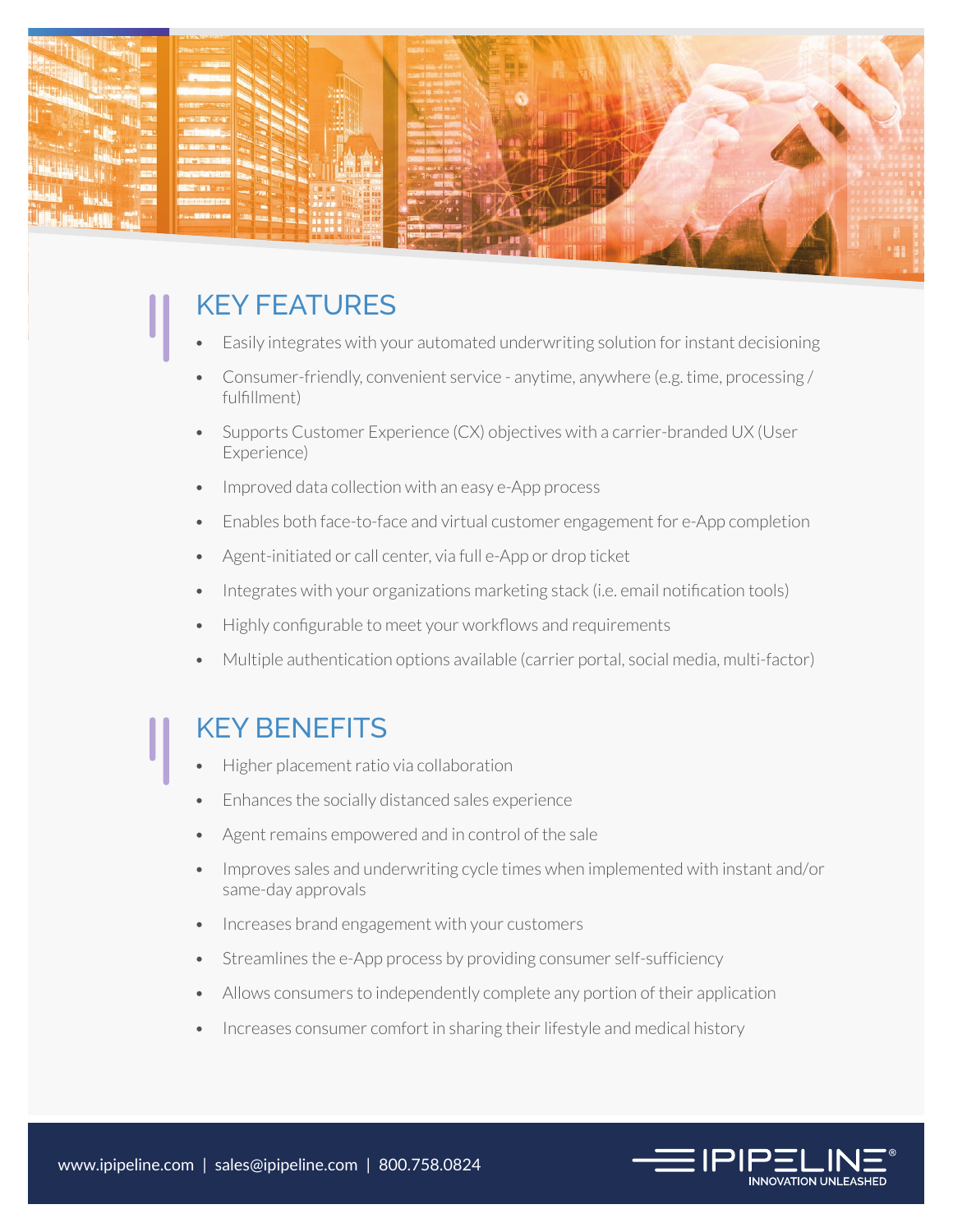## KEY FEATURES

- Easily integrates with your automated underwriting solution for instant decisioning
- Consumer-friendly, convenient service - anytime, anywhere (e.g. time, processing / fulfillment)
- Supports Customer Experience (CX) objectives with a carrier-branded UX (User Experience)
- Improved data collection with an easy e-App process
- Enables both face-to-face and virtual customer engagement for e-App completion
- Agent-initiated or call center, via full e-App or drop ticket
- Integrates with your organizations marketing stack (i.e. email notification tools)
- Highly configurable to meet your workflows and requirements
- Multiple authentication options available (carrier portal, social media, multi-factor)

## KEY BENEFITS

- Higher placement ratio via collaboration
- Enhances the socially distanced sales experience
- Agent remains empowered and in control of the sale
- Improves sales and underwriting cycle times when implemented with instant and/or same-day approvals
- Increases brand engagement with your customers
- Streamlines the e-App process by providing consumer self-sufficiency
- Allows consumers to independently complete any portion of their application
- Increases consumer comfort in sharing their lifestyle and medical history

www.ipipeline.com | sales@ipipeline.com | 800.758.0824

IPIPELINE® INNOVATION UNLEASHED